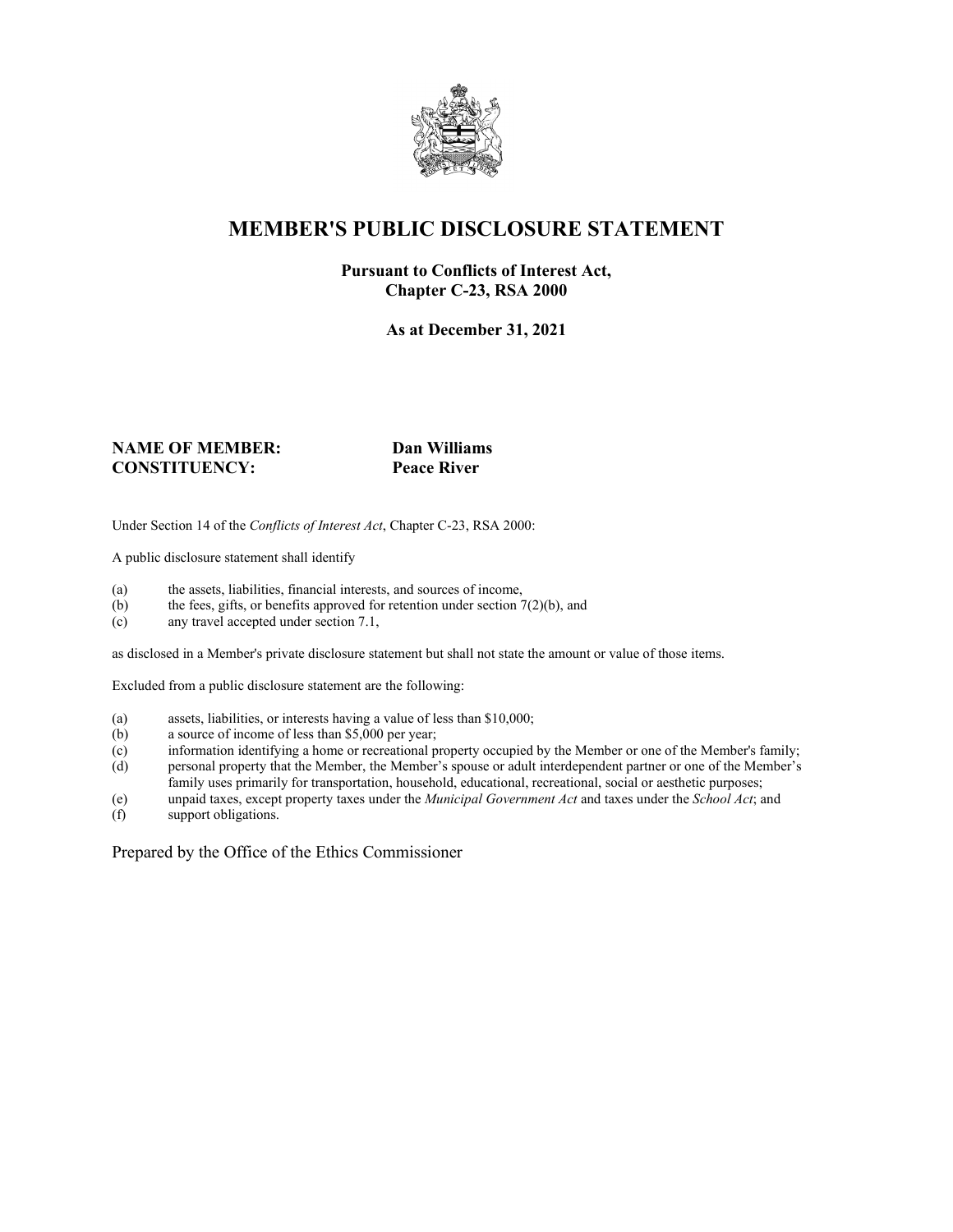# MEMBER'S PUBLIC DISCLOSURE STATEMENT

**Pursuant to Conflicts of Interest Act,**
**Chapter C-23, RSA 2000**

**As at December 31, 2021**

**NAME OF MEMBER:** **Dan Williams**
**CONSTITUENCY:** **Peace River**

Under Section 14 of the *Conflicts of Interest Act*, Chapter C-23, RSA 2000:

A public disclosure statement shall identify

(a) the assets, liabilities, financial interests, and sources of income,
(b) the fees, gifts, or benefits approved for retention under section 7(2)(b), and
(c) any travel accepted under section 7.1,

as disclosed in a Member's private disclosure statement but shall not state the amount or value of those items.

Excluded from a public disclosure statement are the following:

(a) assets, liabilities, or interests having a value of less than $10,000;
(b) a source of income of less than $5,000 per year;
(c) information identifying a home or recreational property occupied by the Member or one of the Member's family;
(d) personal property that the Member, the Member's spouse or adult interdependent partner or one of the Member's family uses primarily for transportation, household, educational, recreational, social or aesthetic purposes;
(e) unpaid taxes, except property taxes under the *Municipal Government Act* and taxes under the *School Act*; and
(f) support obligations.

Prepared by the Office of the Ethics Commissioner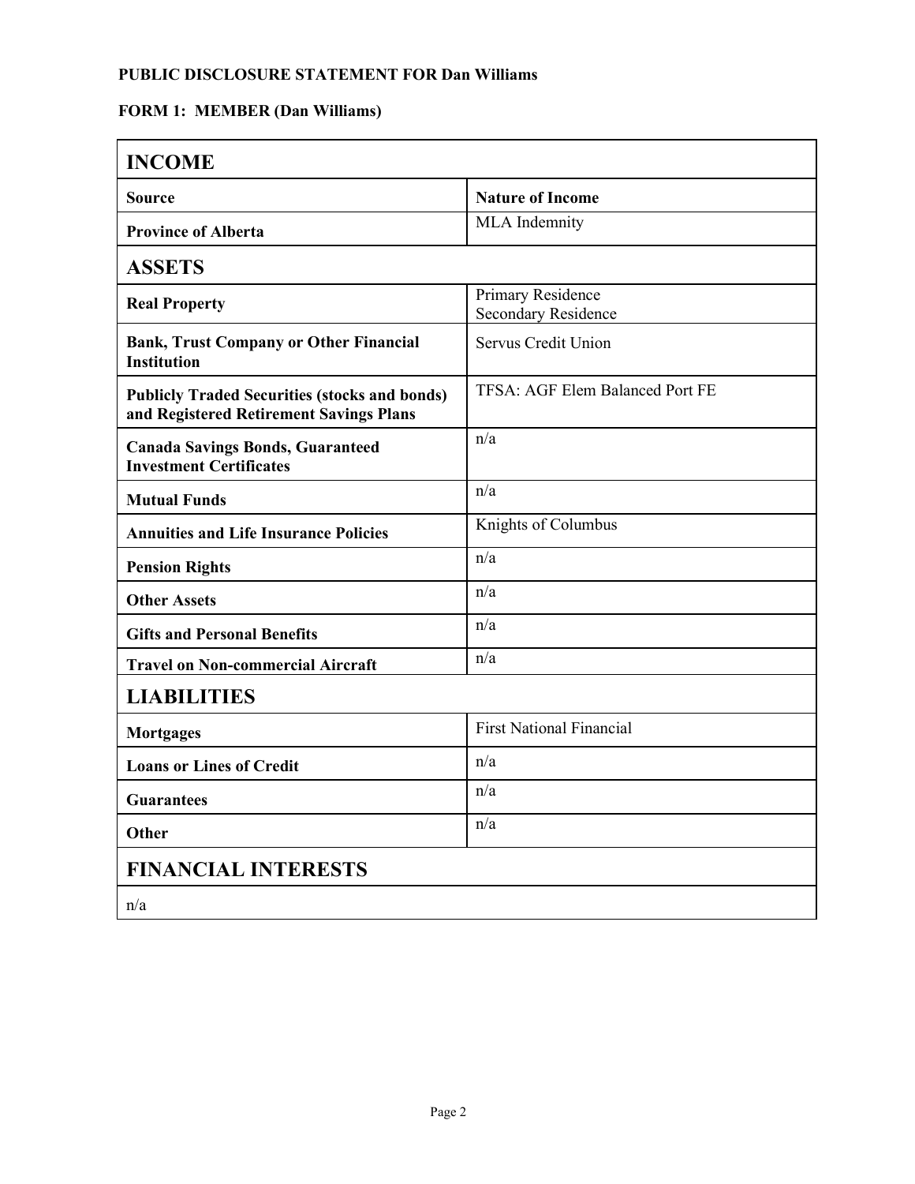**PUBLIC DISCLOSURE STATEMENT FOR Dan Williams**

**FORM 1: MEMBER (Dan Williams)**

| **INCOME** | |
|---|---|
| **Source** | **Nature of Income** |
| **Province of Alberta** | MLA Indemnity |
| **ASSETS** | |
| **Real Property** | Primary Residence<br>Secondary Residence |
| **Bank, Trust Company or Other Financial Institution** | Servus Credit Union |
| **Publicly Traded Securities (stocks and bonds) and Registered Retirement Savings Plans** | TFSA: AGF Elem Balanced Port FE |
| **Canada Savings Bonds, Guaranteed Investment Certificates** | n/a |
| **Mutual Funds** | n/a |
| **Annuities and Life Insurance Policies** | Knights of Columbus |
| **Pension Rights** | n/a |
| **Other Assets** | n/a |
| **Gifts and Personal Benefits** | n/a |
| **Travel on Non-commercial Aircraft** | n/a |
| **LIABILITIES** | |
| **Mortgages** | First National Financial |
| **Loans or Lines of Credit** | n/a |
| **Guarantees** | n/a |
| **Other** | n/a |
| **FINANCIAL INTERESTS** | |
| n/a | |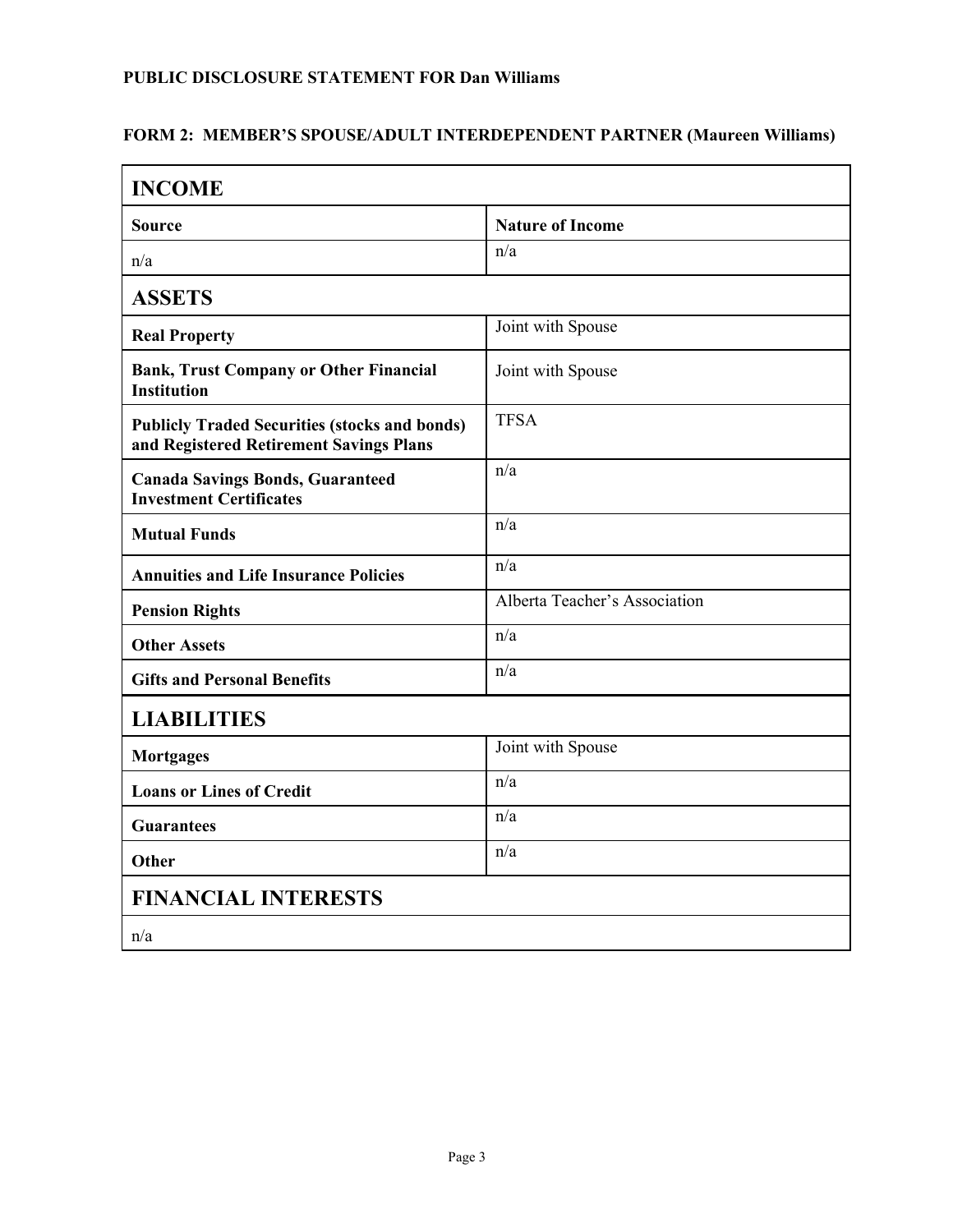**PUBLIC DISCLOSURE STATEMENT FOR Dan Williams**

**FORM 2: MEMBER'S SPOUSE/ADULT INTERDEPENDENT PARTNER (Maureen Williams)**

| **INCOME** | |
|---|---|
| **Source** | **Nature of Income** |
| n/a | n/a |
| **ASSETS** | |
| **Real Property** | Joint with Spouse |
| **Bank, Trust Company or Other Financial Institution** | Joint with Spouse |
| **Publicly Traded Securities (stocks and bonds) and Registered Retirement Savings Plans** | TFSA |
| **Canada Savings Bonds, Guaranteed Investment Certificates** | n/a |
| **Mutual Funds** | n/a |
| **Annuities and Life Insurance Policies** | n/a |
| **Pension Rights** | Alberta Teacher's Association |
| **Other Assets** | n/a |
| **Gifts and Personal Benefits** | n/a |
| **LIABILITIES** | |
| **Mortgages** | Joint with Spouse |
| **Loans or Lines of Credit** | n/a |
| **Guarantees** | n/a |
| **Other** | n/a |
| **FINANCIAL INTERESTS** | |
| n/a | |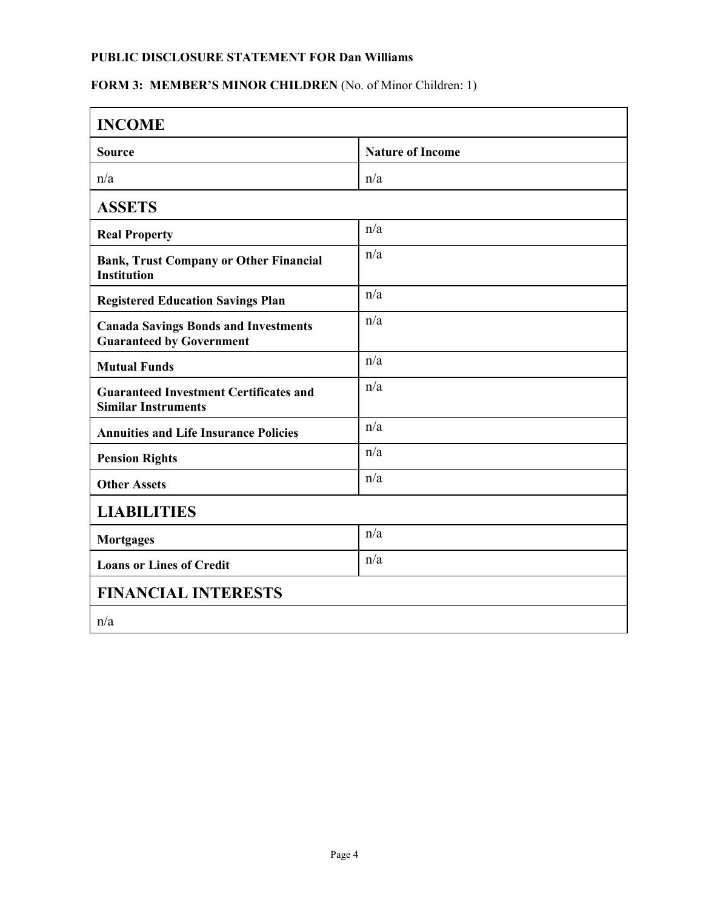**PUBLIC DISCLOSURE STATEMENT FOR Dan Williams**

**FORM 3: MEMBER'S MINOR CHILDREN** (No. of Minor Children: 1)

| **INCOME** | |
|---|---|
| **Source** | **Nature of Income** |
| n/a | n/a |
| **ASSETS** | |
| **Real Property** | n/a |
| **Bank, Trust Company or Other Financial Institution** | n/a |
| **Registered Education Savings Plan** | n/a |
| **Canada Savings Bonds and Investments Guaranteed by Government** | n/a |
| **Mutual Funds** | n/a |
| **Guaranteed Investment Certificates and Similar Instruments** | n/a |
| **Annuities and Life Insurance Policies** | n/a |
| **Pension Rights** | n/a |
| **Other Assets** | n/a |
| **LIABILITIES** | |
| **Mortgages** | n/a |
| **Loans or Lines of Credit** | n/a |
| **FINANCIAL INTERESTS** | |
| n/a | |